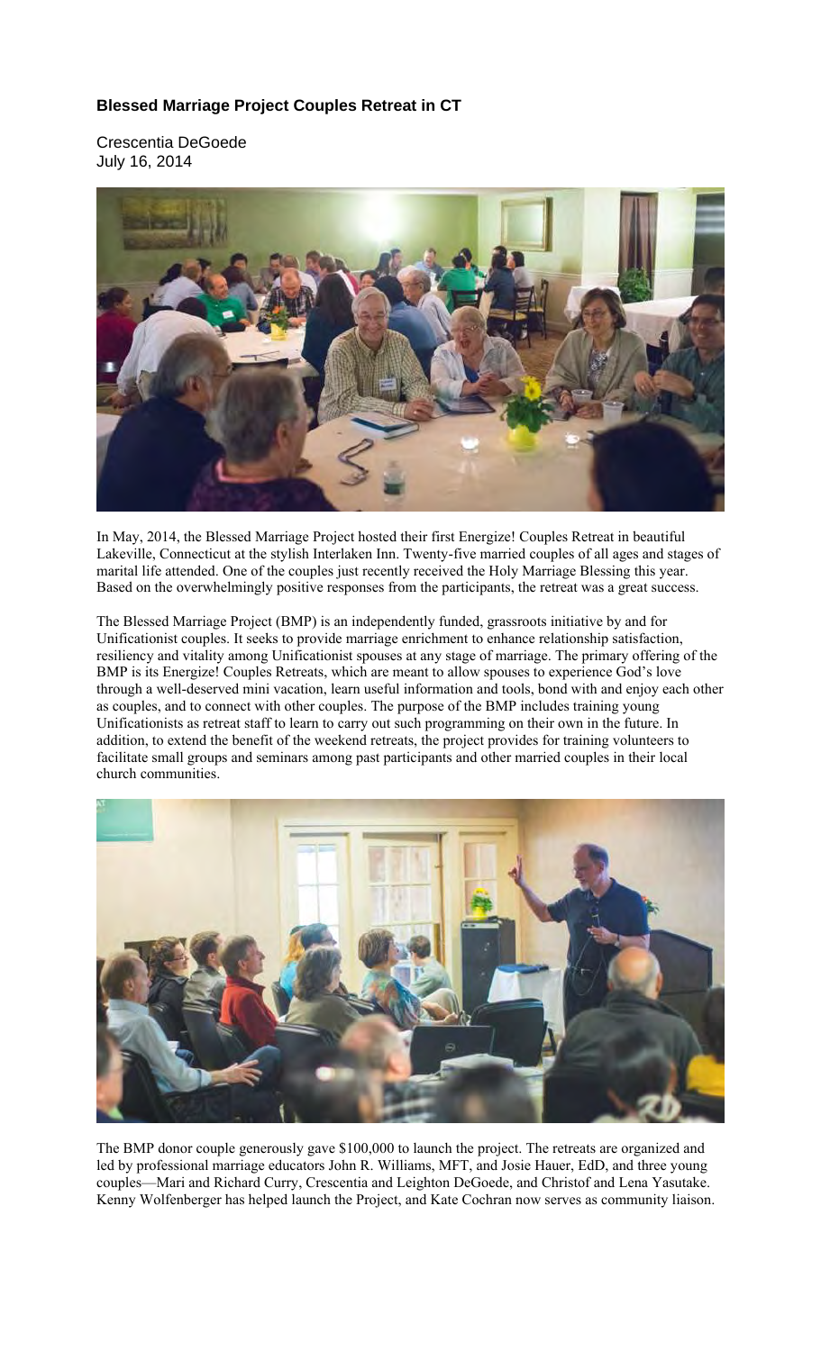## Blessed Marriage Project Couples Retreat in CT

Crescentia DeGoede
July 16, 2014

In May, 2014, the Blessed Marriage Project hosted their first Energize! Couples Retreat in beautiful Lakeville, Connecticut at the stylish Interlaken Inn. Twenty-five married couples of all ages and stages of marital life attended. One of the couples just recently received the Holy Marriage Blessing this year. Based on the overwhelmingly positive responses from the participants, the retreat was a great success.

The Blessed Marriage Project (BMP) is an independently funded, grassroots initiative by and for Unificationist couples. It seeks to provide marriage enrichment to enhance relationship satisfaction, resiliency and vitality among Unificationist spouses at any stage of marriage. The primary offering of the BMP is its Energize! Couples Retreats, which are meant to allow spouses to experience God's love through a well-deserved mini vacation, learn useful information and tools, bond with and enjoy each other as couples, and to connect with other couples. The purpose of the BMP includes training young Unificationists as retreat staff to learn to carry out such programming on their own in the future. In addition, to extend the benefit of the weekend retreats, the project provides for training volunteers to facilitate small groups and seminars among past participants and other married couples in their local church communities.

The BMP donor couple generously gave $100,000 to launch the project. The retreats are organized and led by professional marriage educators John R. Williams, MFT, and Josie Hauer, EdD, and three young couples—Mari and Richard Curry, Crescentia and Leighton DeGoede, and Christof and Lena Yasutake. Kenny Wolfenberger has helped launch the Project, and Kate Cochran now serves as community liaison.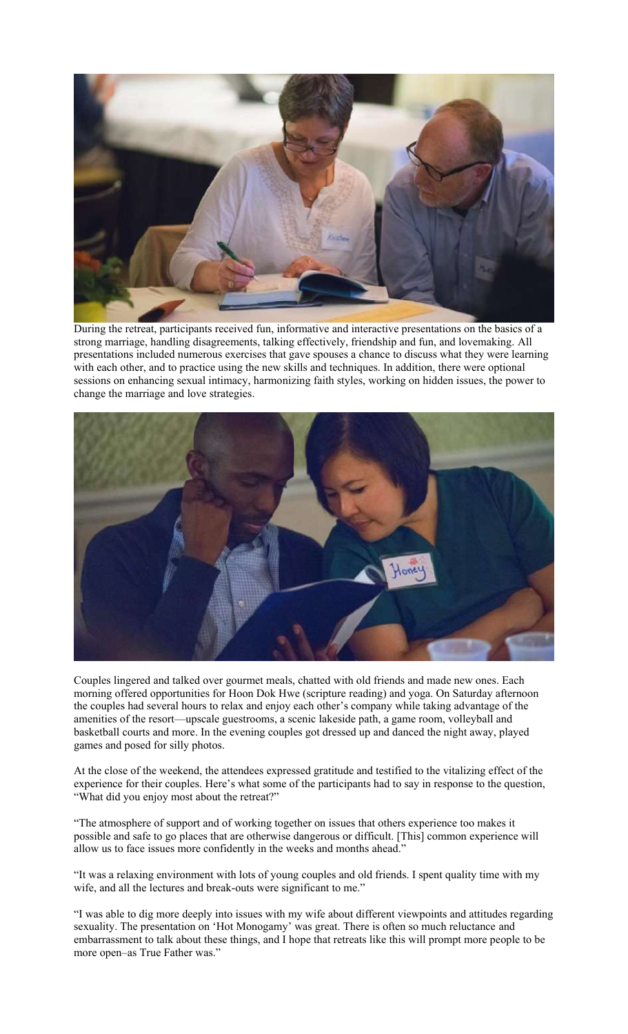During the retreat, participants received fun, informative and interactive presentations on the basics of a strong marriage, handling disagreements, talking effectively, friendship and fun, and lovemaking. All presentations included numerous exercises that gave spouses a chance to discuss what they were learning with each other, and to practice using the new skills and techniques. In addition, there were optional sessions on enhancing sexual intimacy, harmonizing faith styles, working on hidden issues, the power to change the marriage and love strategies.

Couples lingered and talked over gourmet meals, chatted with old friends and made new ones. Each morning offered opportunities for Hoon Dok Hwe (scripture reading) and yoga. On Saturday afternoon the couples had several hours to relax and enjoy each other's company while taking advantage of the amenities of the resort—upscale guestrooms, a scenic lakeside path, a game room, volleyball and basketball courts and more. In the evening couples got dressed up and danced the night away, played games and posed for silly photos.

At the close of the weekend, the attendees expressed gratitude and testified to the vitalizing effect of the experience for their couples. Here's what some of the participants had to say in response to the question, "What did you enjoy most about the retreat?"

"The atmosphere of support and of working together on issues that others experience too makes it possible and safe to go places that are otherwise dangerous or difficult. [This] common experience will allow us to face issues more confidently in the weeks and months ahead."

"It was a relaxing environment with lots of young couples and old friends. I spent quality time with my wife, and all the lectures and break-outs were significant to me."

"I was able to dig more deeply into issues with my wife about different viewpoints and attitudes regarding sexuality. The presentation on 'Hot Monogamy' was great. There is often so much reluctance and embarrassment to talk about these things, and I hope that retreats like this will prompt more people to be more open–as True Father was."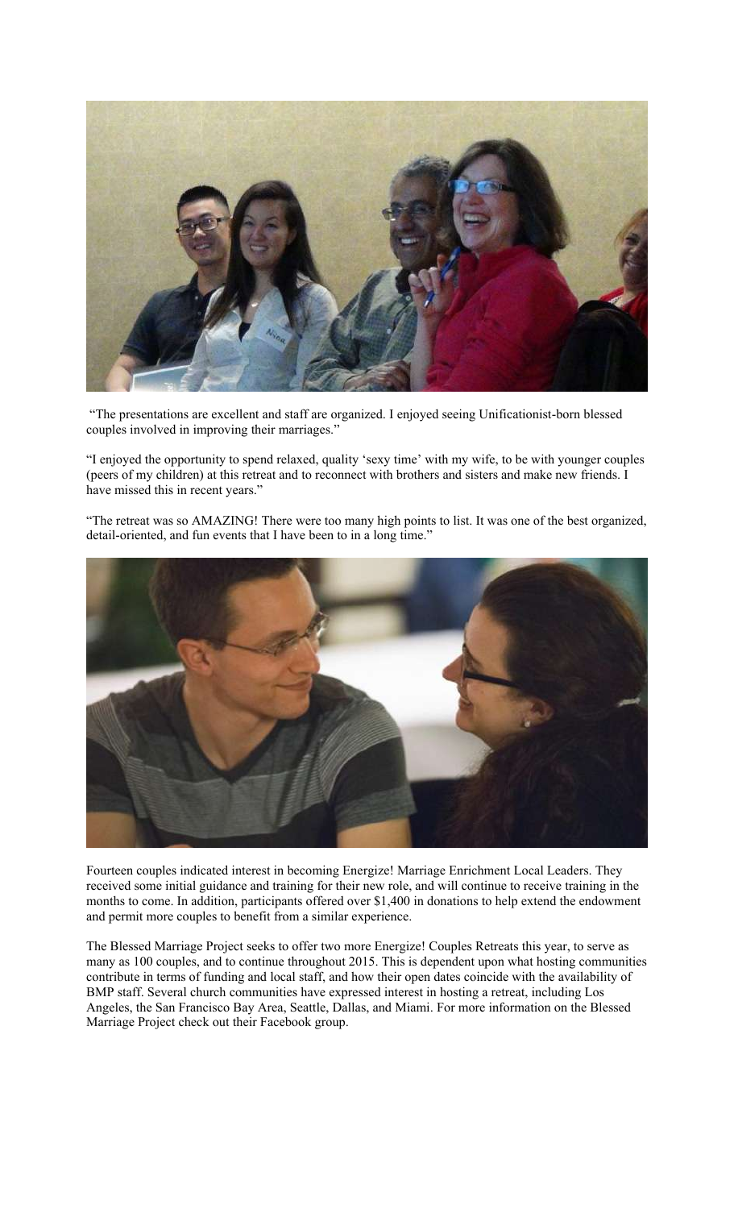"The presentations are excellent and staff are organized. I enjoyed seeing Unificationist-born blessed couples involved in improving their marriages."

"I enjoyed the opportunity to spend relaxed, quality 'sexy time' with my wife, to be with younger couples (peers of my children) at this retreat and to reconnect with brothers and sisters and make new friends. I have missed this in recent years."

"The retreat was so AMAZING! There were too many high points to list. It was one of the best organized, detail-oriented, and fun events that I have been to in a long time."

Fourteen couples indicated interest in becoming Energize! Marriage Enrichment Local Leaders. They received some initial guidance and training for their new role, and will continue to receive training in the months to come. In addition, participants offered over $1,400 in donations to help extend the endowment and permit more couples to benefit from a similar experience.

The Blessed Marriage Project seeks to offer two more Energize! Couples Retreats this year, to serve as many as 100 couples, and to continue throughout 2015. This is dependent upon what hosting communities contribute in terms of funding and local staff, and how their open dates coincide with the availability of BMP staff. Several church communities have expressed interest in hosting a retreat, including Los Angeles, the San Francisco Bay Area, Seattle, Dallas, and Miami. For more information on the Blessed Marriage Project check out their Facebook group.